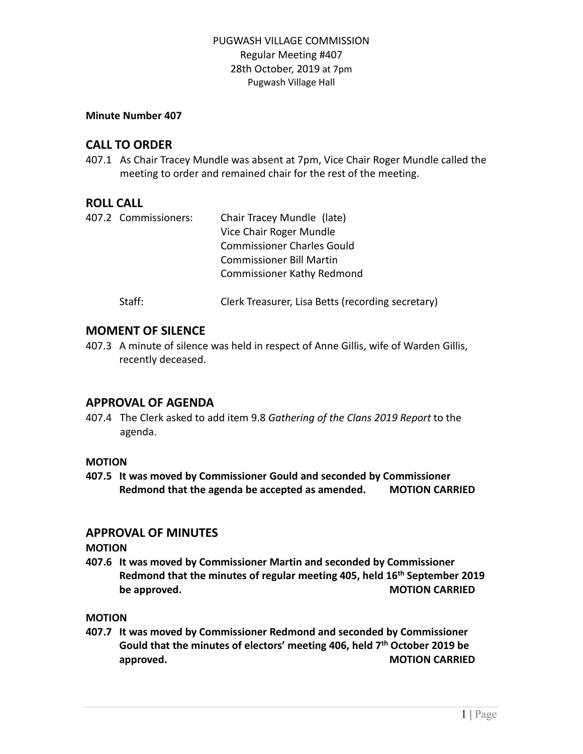PUGWASH VILLAGE COMMISSION
Regular Meeting #407
28th October, 2019 at 7pm
Pugwash Village Hall

**Minute Number 407**

## CALL TO ORDER

407.1 As Chair Tracey Mundle was absent at 7pm, Vice Chair Roger Mundle called the meeting to order and remained chair for the rest of the meeting.

## ROLL CALL

407.2 Commissioners: Chair Tracey Mundle (late)
Vice Chair Roger Mundle
Commissioner Charles Gould
Commissioner Bill Martin
Commissioner Kathy Redmond

Staff: Clerk Treasurer, Lisa Betts (recording secretary)

## MOMENT OF SILENCE

407.3 A minute of silence was held in respect of Anne Gillis, wife of Warden Gillis, recently deceased.

## APPROVAL OF AGENDA

407.4 The Clerk asked to add item 9.8 *Gathering of the Clans 2019 Report* to the agenda.

**MOTION**

**407.5 It was moved by Commissioner Gould and seconded by Commissioner Redmond that the agenda be accepted as amended. MOTION CARRIED**

## APPROVAL OF MINUTES

**MOTION**

**407.6 It was moved by Commissioner Martin and seconded by Commissioner Redmond that the minutes of regular meeting 405, held 16th September 2019 be approved. MOTION CARRIED**

**MOTION**

**407.7 It was moved by Commissioner Redmond and seconded by Commissioner Gould that the minutes of electors' meeting 406, held 7th October 2019 be approved. MOTION CARRIED**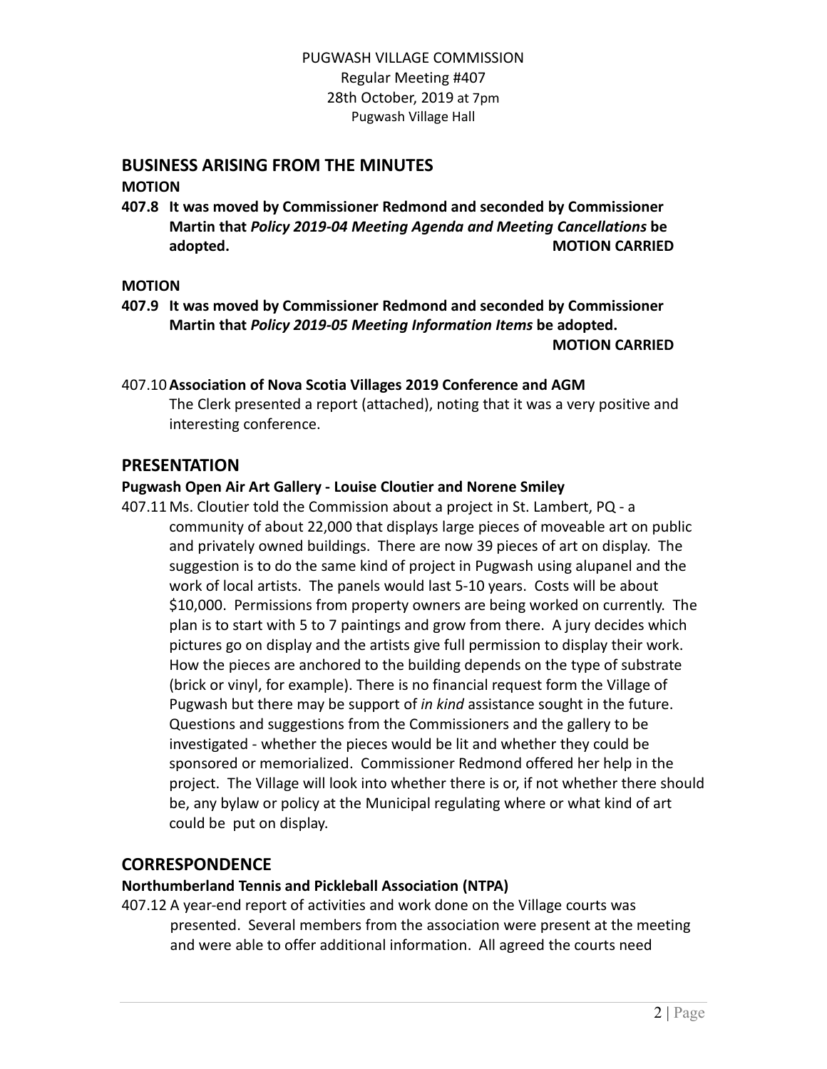## BUSINESS ARISING FROM THE MINUTES

**MOTION**

**407.8 It was moved by Commissioner Redmond and seconded by Commissioner Martin that *Policy 2019-04 Meeting Agenda and Meeting Cancellations* be adopted. MOTION CARRIED**

**MOTION**

**407.9 It was moved by Commissioner Redmond and seconded by Commissioner Martin that *Policy 2019-05 Meeting Information Items* be adopted. MOTION CARRIED**

407.10 **Association of Nova Scotia Villages 2019 Conference and AGM**
The Clerk presented a report (attached), noting that it was a very positive and interesting conference.

## PRESENTATION

**Pugwash Open Air Art Gallery - Louise Cloutier and Norene Smiley**

407.11 Ms. Cloutier told the Commission about a project in St. Lambert, PQ - a community of about 22,000 that displays large pieces of moveable art on public and privately owned buildings. There are now 39 pieces of art on display. The suggestion is to do the same kind of project in Pugwash using alupanel and the work of local artists. The panels would last 5-10 years. Costs will be about $10,000. Permissions from property owners are being worked on currently. The plan is to start with 5 to 7 paintings and grow from there. A jury decides which pictures go on display and the artists give full permission to display their work. How the pieces are anchored to the building depends on the type of substrate (brick or vinyl, for example). There is no financial request form the Village of Pugwash but there may be support of *in kind* assistance sought in the future. Questions and suggestions from the Commissioners and the gallery to be investigated - whether the pieces would be lit and whether they could be sponsored or memorialized. Commissioner Redmond offered her help in the project. The Village will look into whether there is or, if not whether there should be, any bylaw or policy at the Municipal regulating where or what kind of art could be put on display.

## CORRESPONDENCE

**Northumberland Tennis and Pickleball Association (NTPA)**

407.12 A year-end report of activities and work done on the Village courts was presented. Several members from the association were present at the meeting and were able to offer additional information. All agreed the courts need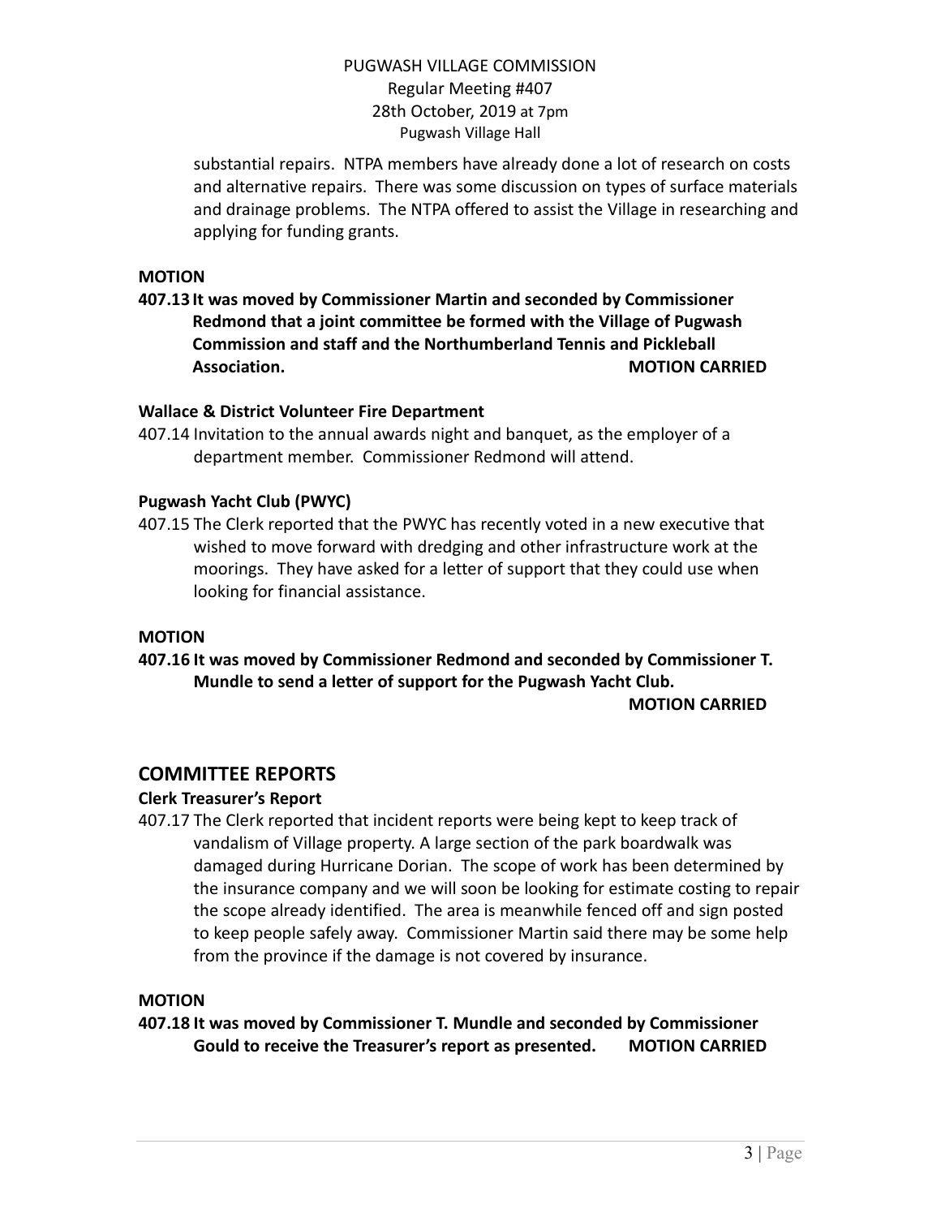substantial repairs. NTPA members have already done a lot of research on costs and alternative repairs. There was some discussion on types of surface materials and drainage problems. The NTPA offered to assist the Village in researching and applying for funding grants.

**MOTION**

**407.13 It was moved by Commissioner Martin and seconded by Commissioner Redmond that a joint committee be formed with the Village of Pugwash Commission and staff and the Northumberland Tennis and Pickleball Association. MOTION CARRIED**

**Wallace & District Volunteer Fire Department**

407.14 Invitation to the annual awards night and banquet, as the employer of a department member. Commissioner Redmond will attend.

**Pugwash Yacht Club (PWYC)**

407.15 The Clerk reported that the PWYC has recently voted in a new executive that wished to move forward with dredging and other infrastructure work at the moorings. They have asked for a letter of support that they could use when looking for financial assistance.

**MOTION**

**407.16 It was moved by Commissioner Redmond and seconded by Commissioner T. Mundle to send a letter of support for the Pugwash Yacht Club.**

**MOTION CARRIED**

## COMMITTEE REPORTS

**Clerk Treasurer's Report**

407.17 The Clerk reported that incident reports were being kept to keep track of vandalism of Village property. A large section of the park boardwalk was damaged during Hurricane Dorian. The scope of work has been determined by the insurance company and we will soon be looking for estimate costing to repair the scope already identified. The area is meanwhile fenced off and sign posted to keep people safely away. Commissioner Martin said there may be some help from the province if the damage is not covered by insurance.

**MOTION**

**407.18 It was moved by Commissioner T. Mundle and seconded by Commissioner Gould to receive the Treasurer's report as presented. MOTION CARRIED**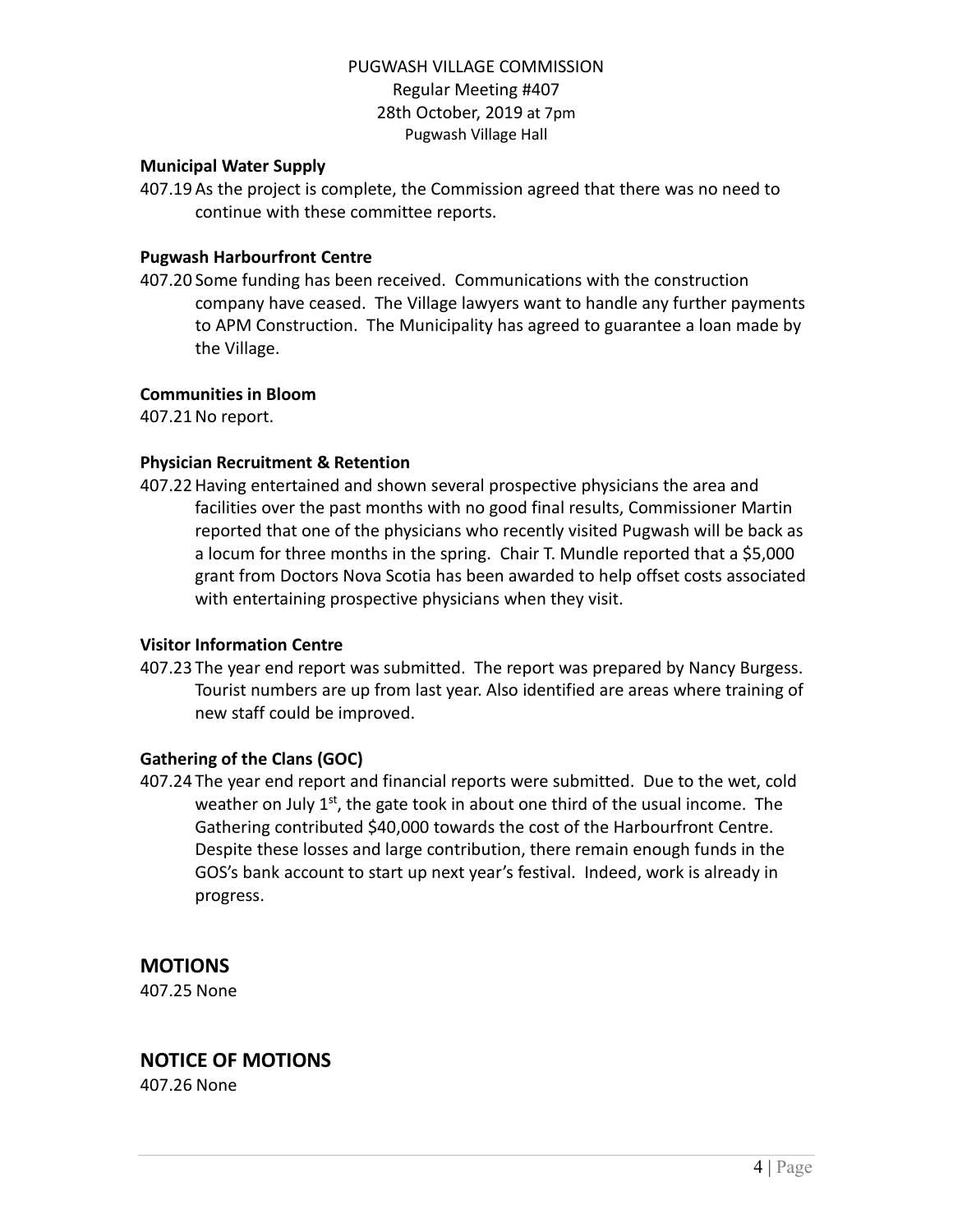**Municipal Water Supply**

407.19 As the project is complete, the Commission agreed that there was no need to continue with these committee reports.

**Pugwash Harbourfront Centre**

407.20 Some funding has been received. Communications with the construction company have ceased. The Village lawyers want to handle any further payments to APM Construction. The Municipality has agreed to guarantee a loan made by the Village.

**Communities in Bloom**

407.21 No report.

**Physician Recruitment & Retention**

407.22 Having entertained and shown several prospective physicians the area and facilities over the past months with no good final results, Commissioner Martin reported that one of the physicians who recently visited Pugwash will be back as a locum for three months in the spring. Chair T. Mundle reported that a $5,000 grant from Doctors Nova Scotia has been awarded to help offset costs associated with entertaining prospective physicians when they visit.

**Visitor Information Centre**

407.23 The year end report was submitted. The report was prepared by Nancy Burgess. Tourist numbers are up from last year. Also identified are areas where training of new staff could be improved.

**Gathering of the Clans (GOC)**

407.24 The year end report and financial reports were submitted. Due to the wet, cold weather on July 1st, the gate took in about one third of the usual income. The Gathering contributed $40,000 towards the cost of the Harbourfront Centre. Despite these losses and large contribution, there remain enough funds in the GOS's bank account to start up next year's festival. Indeed, work is already in progress.

## MOTIONS

407.25 None

## NOTICE OF MOTIONS

407.26 None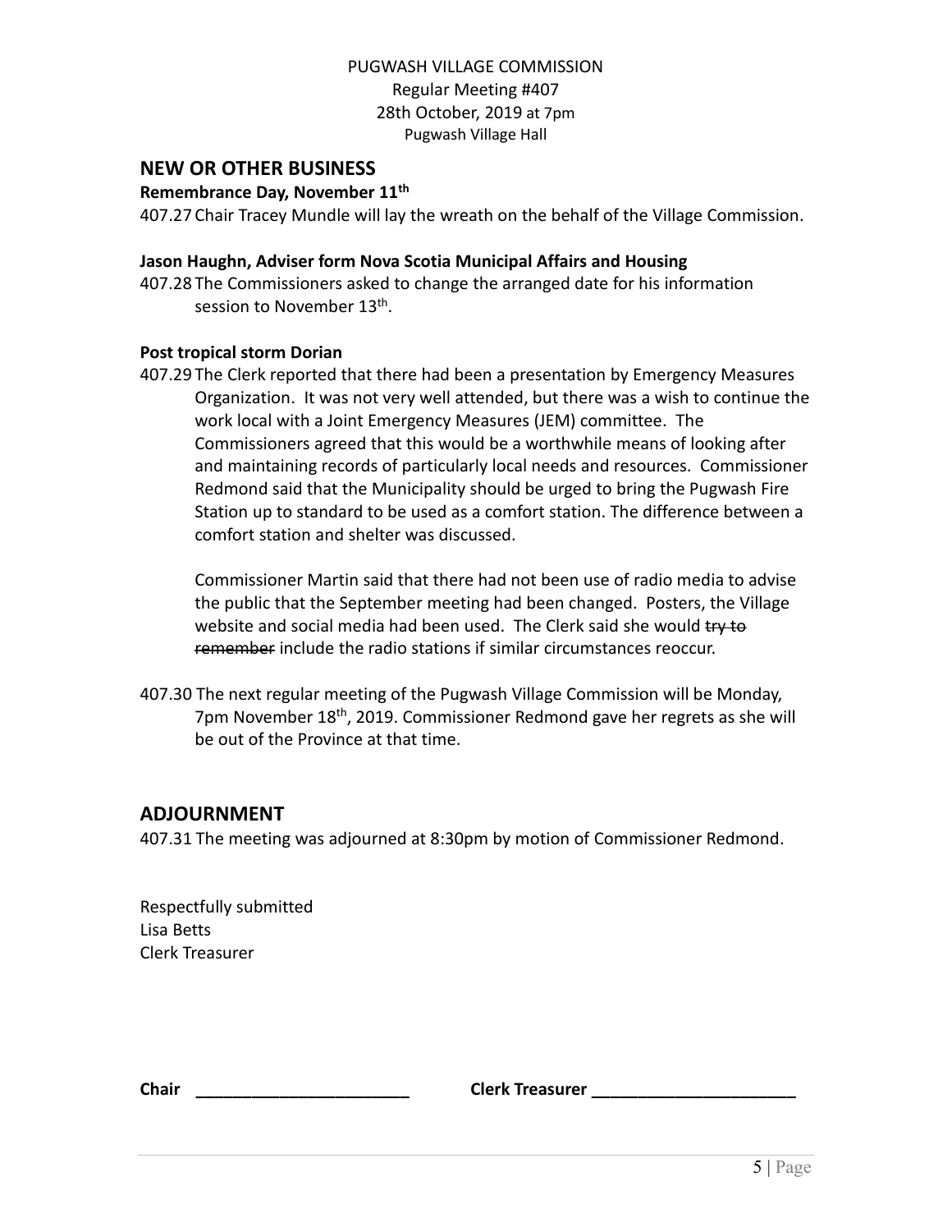PUGWASH VILLAGE COMMISSION
Regular Meeting #407
28th October, 2019 at 7pm
Pugwash Village Hall

## NEW OR OTHER BUSINESS

**Remembrance Day, November 11th**

407.27 Chair Tracey Mundle will lay the wreath on the behalf of the Village Commission.

**Jason Haughn, Adviser form Nova Scotia Municipal Affairs and Housing**

407.28 The Commissioners asked to change the arranged date for his information session to November 13th.

**Post tropical storm Dorian**

407.29 The Clerk reported that there had been a presentation by Emergency Measures Organization. It was not very well attended, but there was a wish to continue the work local with a Joint Emergency Measures (JEM) committee. The Commissioners agreed that this would be a worthwhile means of looking after and maintaining records of particularly local needs and resources. Commissioner Redmond said that the Municipality should be urged to bring the Pugwash Fire Station up to standard to be used as a comfort station. The difference between a comfort station and shelter was discussed.

Commissioner Martin said that there had not been use of radio media to advise the public that the September meeting had been changed. Posters, the Village website and social media had been used. The Clerk said she would ~~try to remember~~ include the radio stations if similar circumstances reoccur.

407.30 The next regular meeting of the Pugwash Village Commission will be Monday, 7pm November 18th, 2019. Commissioner Redmond gave her regrets as she will be out of the Province at that time.

## ADJOURNMENT

407.31 The meeting was adjourned at 8:30pm by motion of Commissioner Redmond.

Respectfully submitted
Lisa Betts
Clerk Treasurer

**Chair** \_\_\_\_\_\_\_\_\_\_\_\_\_\_\_\_\_\_\_\_\_\_\_\_ **Clerk Treasurer** \_\_\_\_\_\_\_\_\_\_\_\_\_\_\_\_\_\_\_\_\_\_\_\_